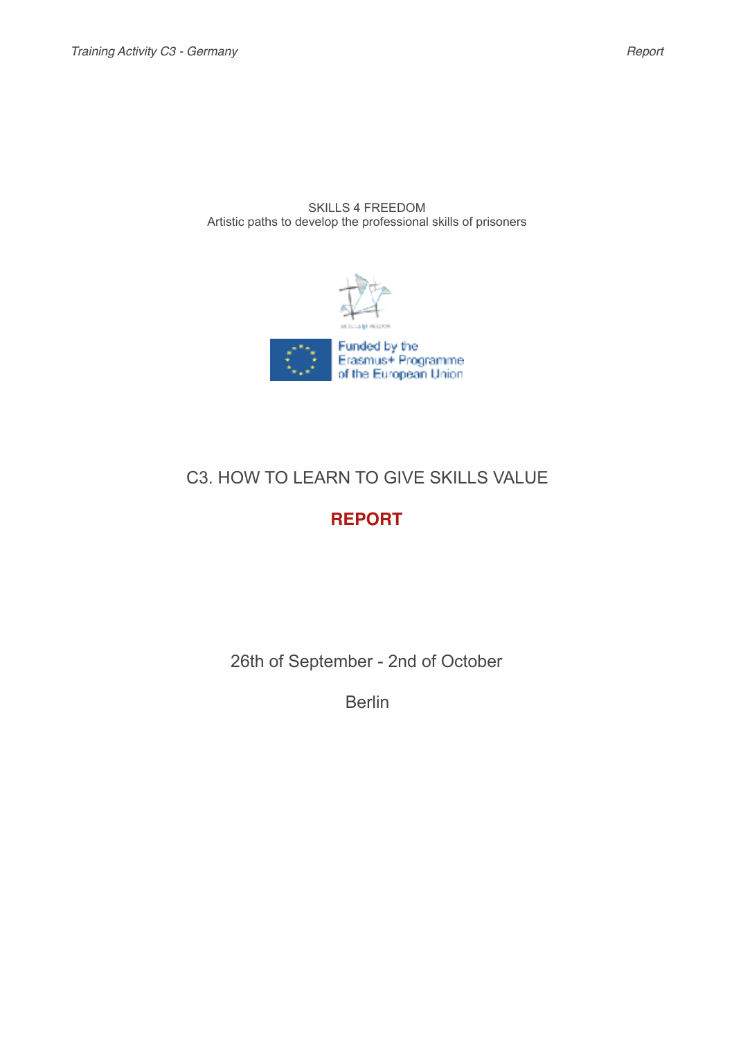SKILLS 4 FREEDOM
Artistic paths to develop the professional skills of prisoners

Funded by the Erasmus+ Programme of the European Union

# C3. HOW TO LEARN TO GIVE SKILLS VALUE

## REPORT

26th of September - 2nd of October

Berlin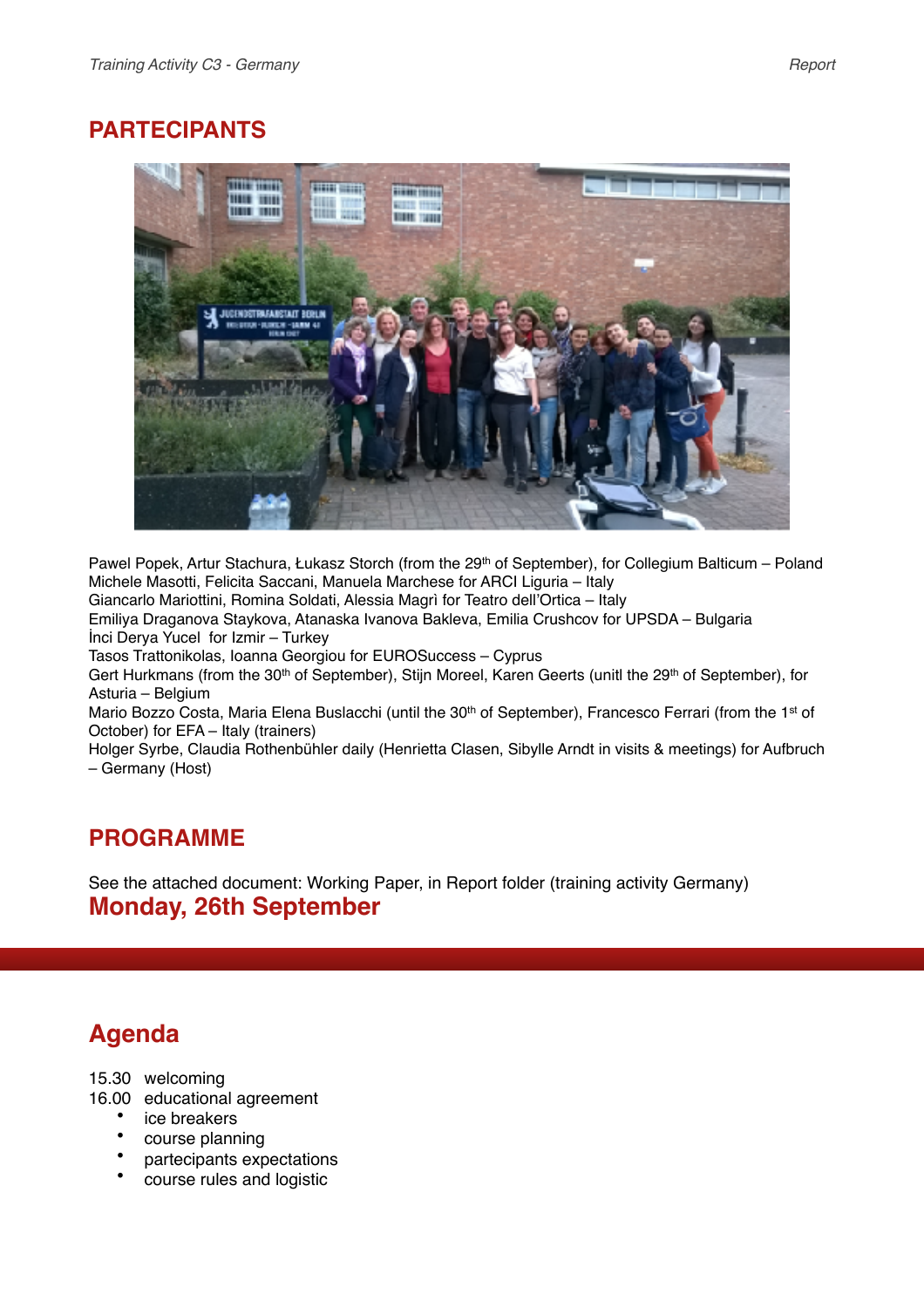## PARTECIPANTS

Pawel Popek, Artur Stachura, Łukasz Storch (from the 29th of September), for Collegium Balticum – Poland
Michele Masotti, Felicita Saccani, Manuela Marchese for ARCI Liguria – Italy
Giancarlo Mariottini, Romina Soldati, Alessia Magrì for Teatro dell'Ortica – Italy
Emiliya Draganova Staykova, Atanaska Ivanova Bakleva, Emilia Crushcov for UPSDA – Bulgaria
İnci Derya Yucel for Izmir – Turkey
Tasos Trattonikolas, Ioanna Georgiou for EUROSuccess – Cyprus
Gert Hurkmans (from the 30th of September), Stijn Moreel, Karen Geerts (unitl the 29th of September), for Asturia – Belgium
Mario Bozzo Costa, Maria Elena Buslacchi (until the 30th of September), Francesco Ferrari (from the 1st of October) for EFA – Italy (trainers)
Holger Syrbe, Claudia Rothenbühler daily (Henrietta Clasen, Sibylle Arndt in visits & meetings) for Aufbruch – Germany (Host)

## PROGRAMME

See the attached document: Working Paper, in Report folder (training activity Germany)

## Monday, 26th September

## Agenda

15.30 welcoming
16.00 educational agreement

- ice breakers
- course planning
- partecipants expectations
- course rules and logistic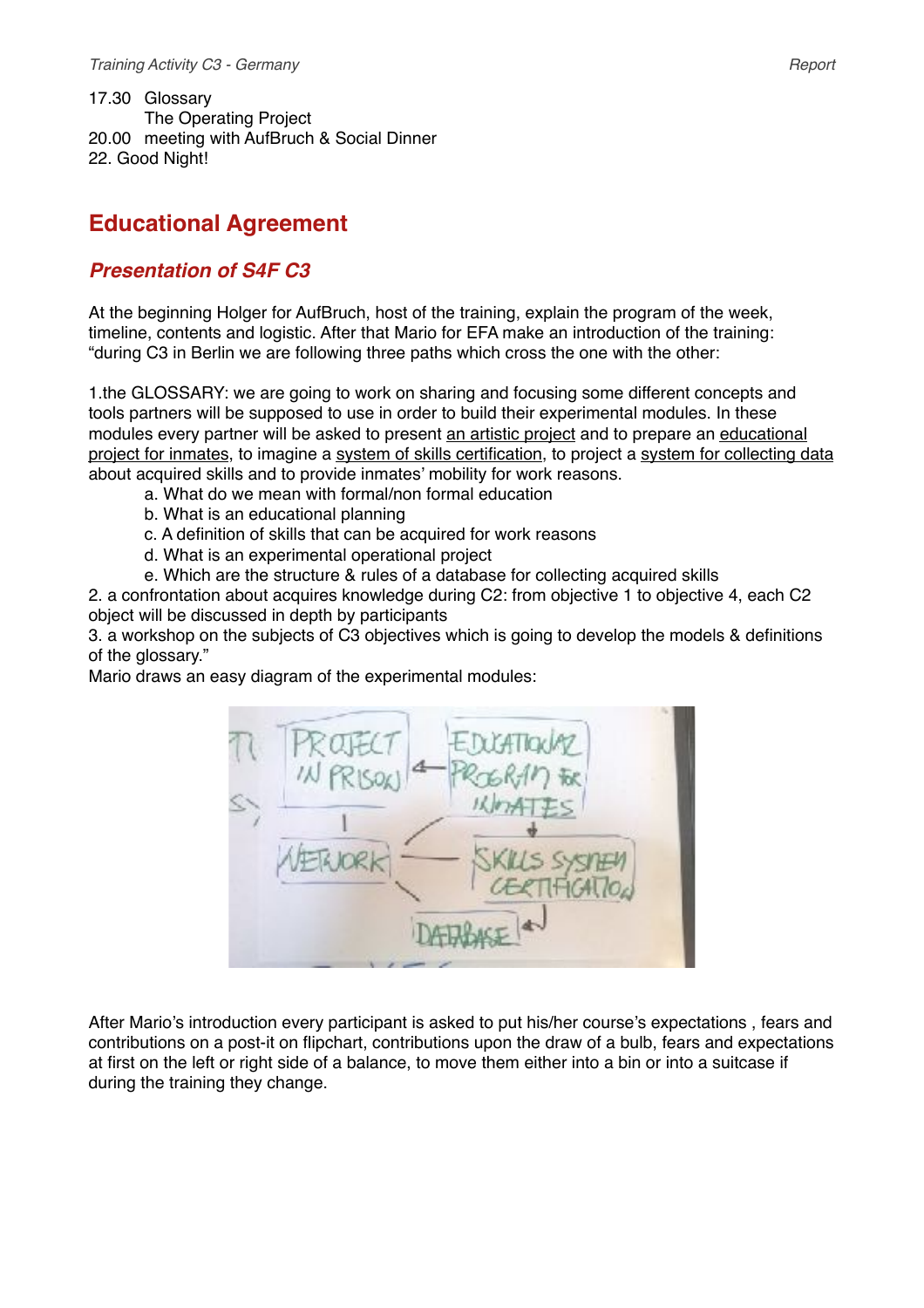17.30 Glossary
The Operating Project
20.00 meeting with AufBruch & Social Dinner
22. Good Night!

# Educational Agreement

## *Presentation of S4F C3*

At the beginning Holger for AufBruch, host of the training, explain the program of the week, timeline, contents and logistic. After that Mario for EFA make an introduction of the training: "during C3 in Berlin we are following three paths which cross the one with the other:

1.the GLOSSARY: we are going to work on sharing and focusing some different concepts and tools partners will be supposed to use in order to build their experimental modules. In these modules every partner will be asked to present <u>an artistic project</u> and to prepare an <u>educational project for inmates</u>, to imagine a <u>system of skills certification</u>, to project a <u>system for collecting data</u> about acquired skills and to provide inmates' mobility for work reasons.

a. What do we mean with formal/non formal education
b. What is an educational planning
c. A definition of skills that can be acquired for work reasons
d. What is an experimental operational project
e. Which are the structure & rules of a database for collecting acquired skills

2. a confrontation about acquires knowledge during C2: from objective 1 to objective 4, each C2 object will be discussed in depth by participants
3. a workshop on the subjects of C3 objectives which is going to develop the models & definitions of the glossary."

Mario draws an easy diagram of the experimental modules:

After Mario's introduction every participant is asked to put his/her course's expectations , fears and contributions on a post-it on flipchart, contributions upon the draw of a bulb, fears and expectations at first on the left or right side of a balance, to move them either into a bin or into a suitcase if during the training they change.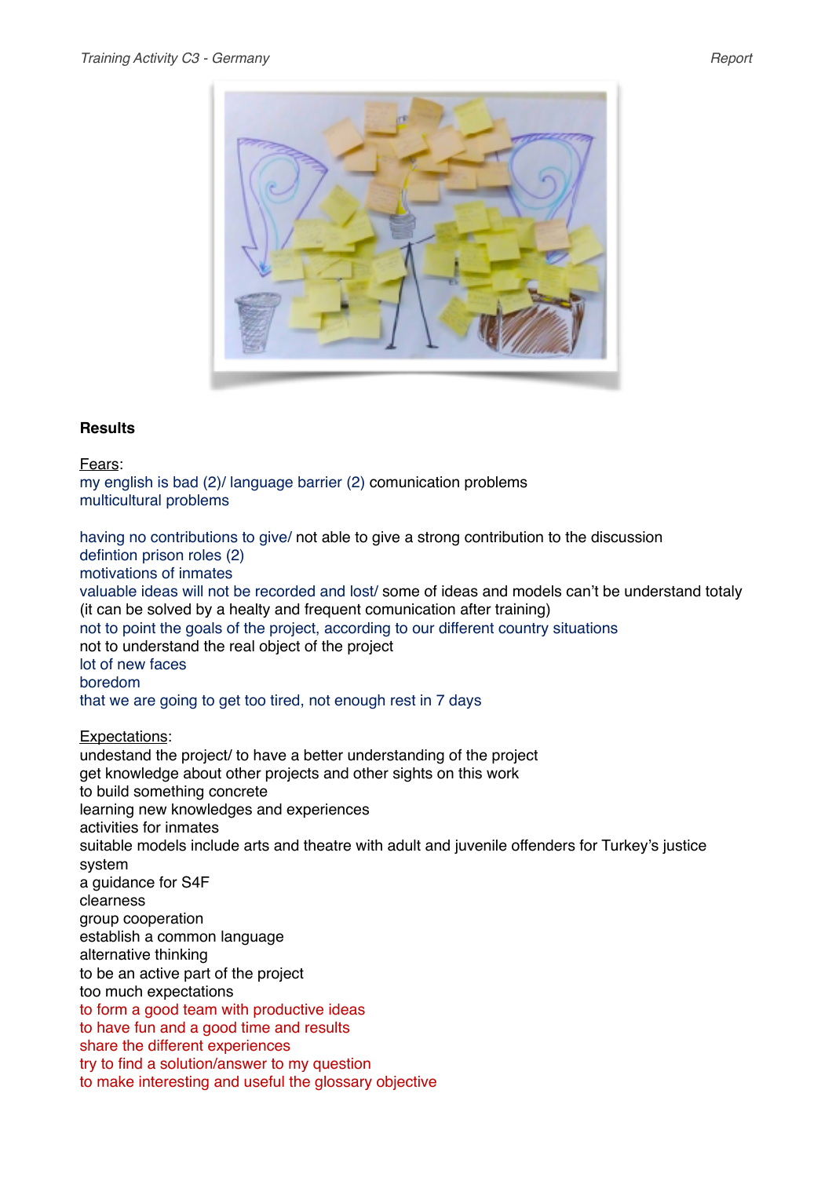**Results**

Fears:

my english is bad (2)/ language barrier (2) comunication problems
multicultural problems

having no contributions to give/ not able to give a strong contribution to the discussion
defintion prison roles (2)
motivations of inmates
valuable ideas will not be recorded and lost/ some of ideas and models can't be understand totaly (it can be solved by a healty and frequent comunication after training)
not to point the goals of the project, according to our different country situations
not to understand the real object of the project
lot of new faces
boredom
that we are going to get too tired, not enough rest in 7 days

Expectations:

undestand the project/ to have a better understanding of the project
get knowledge about other projects and other sights on this work
to build something concrete
learning new knowledges and experiences
activities for inmates
suitable models include arts and theatre with adult and juvenile offenders for Turkey's justice system
a guidance for S4F
clearness
group cooperation
establish a common language
alternative thinking
to be an active part of the project
too much expectations
to form a good team with productive ideas
to have fun and a good time and results
share the different experiences
try to find a solution/answer to my question
to make interesting and useful the glossary objective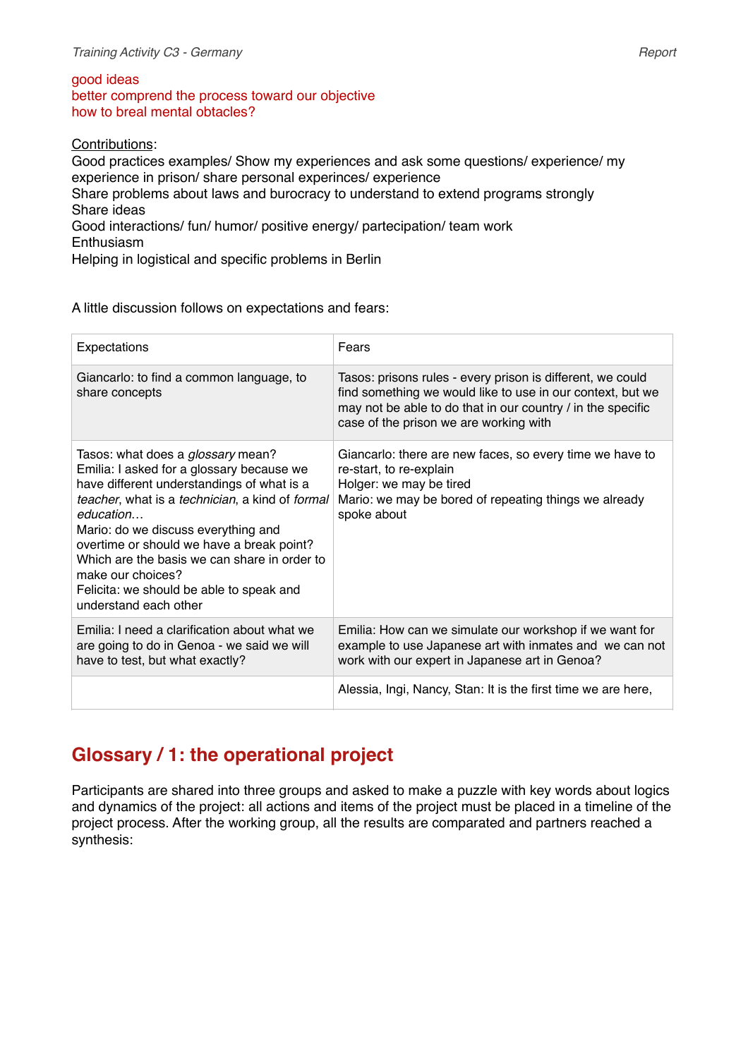good ideas
better comprend the process toward our objective
how to breal mental obtacles?

<u>Contributions</u>:
Good practices examples/ Show my experiences and ask some questions/ experience/ my experience in prison/ share personal experinces/ experience
Share problems about laws and burocracy to understand to extend programs strongly
Share ideas
Good interactions/ fun/ humor/ positive energy/ partecipation/ team work
Enthusiasm
Helping in logistical and specific problems in Berlin

A little discussion follows on expectations and fears:

| Expectations | Fears |
|---|---|
| Giancarlo: to find a common language, to share concepts | Tasos: prisons rules - every prison is different, we could find something we would like to use in our context, but we may not be able to do that in our country / in the specific case of the prison we are working with |
| Tasos: what does a *glossary* mean?<br>Emilia: I asked for a glossary because we have different understandings of what is a *teacher*, what is a *technician*, a kind of *formal education*…<br>Mario: do we discuss everything and overtime or should we have a break point? Which are the basis we can share in order to make our choices?<br>Felicita: we should be able to speak and understand each other | Giancarlo: there are new faces, so every time we have to re-start, to re-explain<br>Holger: we may be tired<br>Mario: we may be bored of repeating things we already spoke about |
| Emilia: I need a clarification about what we are going to do in Genoa - we said we will have to test, but what exactly? | Emilia: How can we simulate our workshop if we want for example to use Japanese art with inmates and we can not work with our expert in Japanese art in Genoa? |
| | Alessia, Ingi, Nancy, Stan: It is the first time we are here, |

## Glossary / 1: the operational project

Participants are shared into three groups and asked to make a puzzle with key words about logics and dynamics of the project: all actions and items of the project must be placed in a timeline of the project process. After the working group, all the results are comparated and partners reached a synthesis: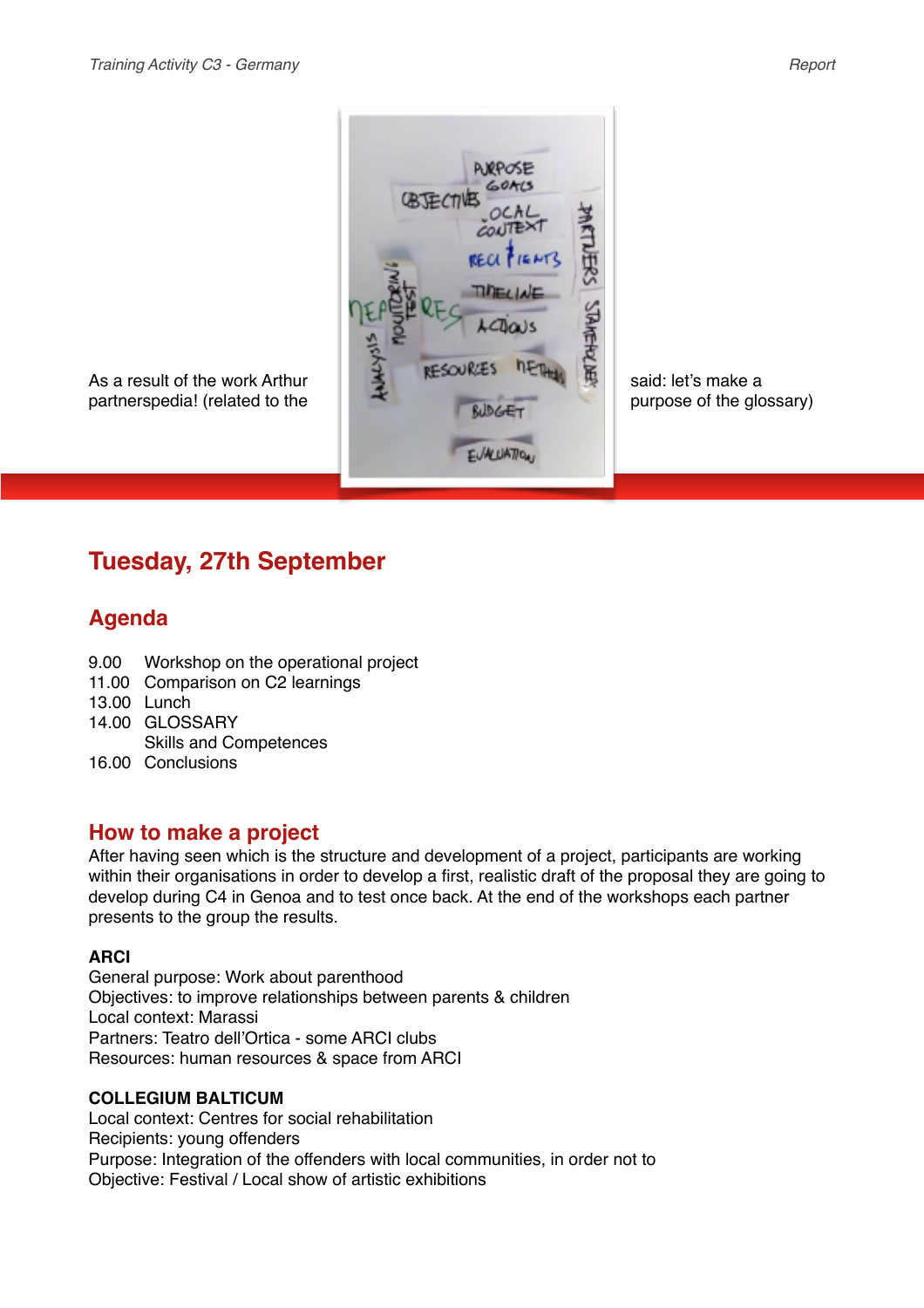As a result of the work Arthur said: let's make a partnerspedia! (related to the purpose of the glossary)

## Tuesday, 27th September

### Agenda

9.00 Workshop on the operational project
11.00 Comparison on C2 learnings
13.00 Lunch
14.00 GLOSSARY
Skills and Competences
16.00 Conclusions

### How to make a project

After having seen which is the structure and development of a project, participants are working within their organisations in order to develop a first, realistic draft of the proposal they are going to develop during C4 in Genoa and to test once back. At the end of the workshops each partner presents to the group the results.

**ARCI**
General purpose: Work about parenthood
Objectives: to improve relationships between parents & children
Local context: Marassi
Partners: Teatro dell'Ortica - some ARCI clubs
Resources: human resources & space from ARCI

**COLLEGIUM BALTICUM**
Local context: Centres for social rehabilitation
Recipients: young offenders
Purpose: Integration of the offenders with local communities, in order not to
Objective: Festival / Local show of artistic exhibitions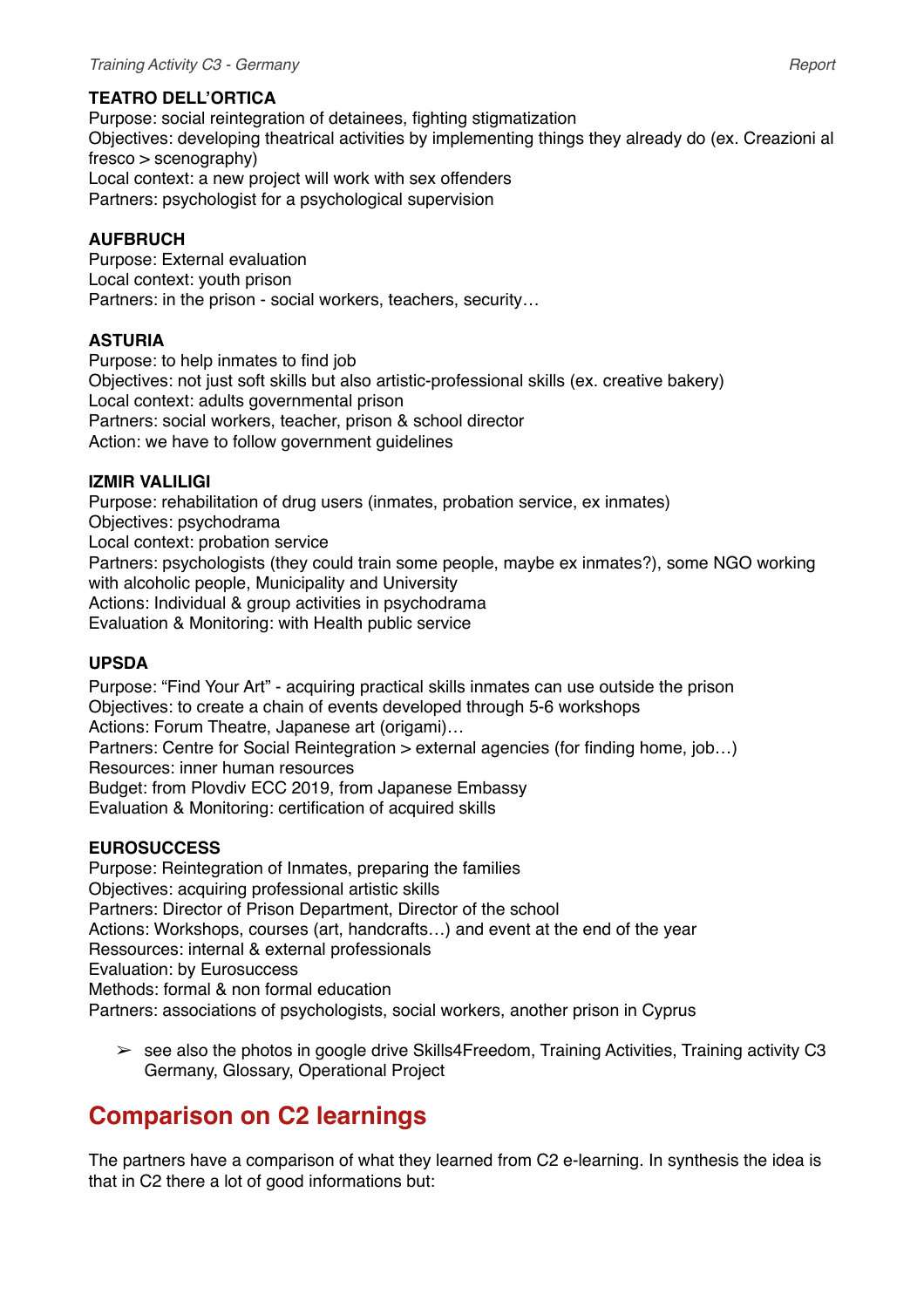**TEATRO DELL'ORTICA**
Purpose: social reintegration of detainees, fighting stigmatization
Objectives: developing theatrical activities by implementing things they already do (ex. Creazioni al fresco > scenography)
Local context: a new project will work with sex offenders
Partners: psychologist for a psychological supervision

**AUFBRUCH**
Purpose: External evaluation
Local context: youth prison
Partners: in the prison - social workers, teachers, security…

**ASTURIA**
Purpose: to help inmates to find job
Objectives: not just soft skills but also artistic-professional skills (ex. creative bakery)
Local context: adults governmental prison
Partners: social workers, teacher, prison & school director
Action: we have to follow government guidelines

**IZMIR VALILIGI**
Purpose: rehabilitation of drug users (inmates, probation service, ex inmates)
Objectives: psychodrama
Local context: probation service
Partners: psychologists (they could train some people, maybe ex inmates?), some NGO working with alcoholic people, Municipality and University
Actions: Individual & group activities in psychodrama
Evaluation & Monitoring: with Health public service

**UPSDA**
Purpose: "Find Your Art" - acquiring practical skills inmates can use outside the prison
Objectives: to create a chain of events developed through 5-6 workshops
Actions: Forum Theatre, Japanese art (origami)…
Partners: Centre for Social Reintegration > external agencies (for finding home, job…)
Resources: inner human resources
Budget: from Plovdiv ECC 2019, from Japanese Embassy
Evaluation & Monitoring: certification of acquired skills

**EUROSUCCESS**
Purpose: Reintegration of Inmates, preparing the families
Objectives: acquiring professional artistic skills
Partners: Director of Prison Department, Director of the school
Actions: Workshops, courses (art, handcrafts…) and event at the end of the year
Ressources: internal & external professionals
Evaluation: by Eurosuccess
Methods: formal & non formal education
Partners: associations of psychologists, social workers, another prison in Cyprus

- ➢ see also the photos in google drive Skills4Freedom, Training Activities, Training activity C3 Germany, Glossary, Operational Project

## Comparison on C2 learnings

The partners have a comparison of what they learned from C2 e-learning. In synthesis the idea is that in C2 there a lot of good informations but: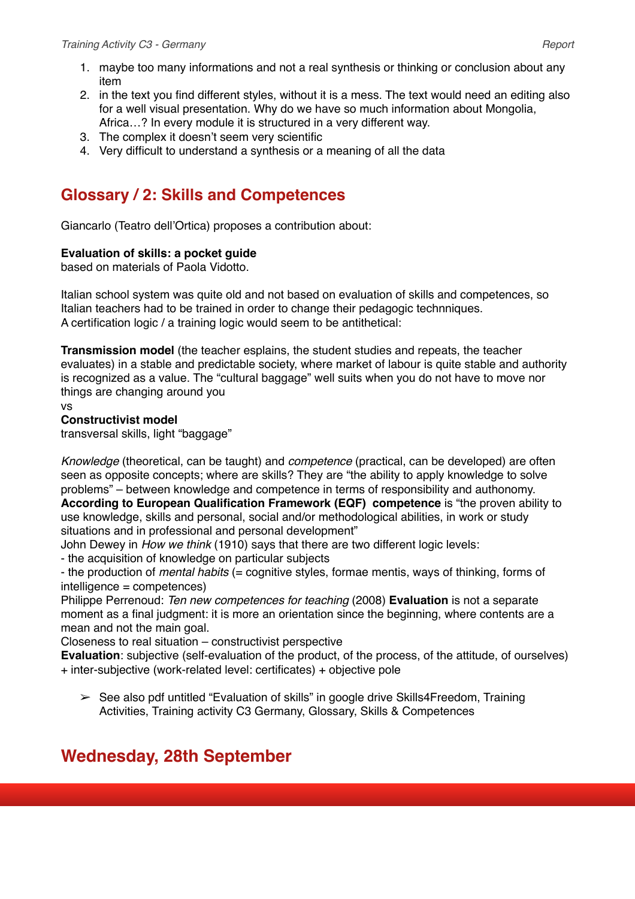1. maybe too many informations and not a real synthesis or thinking or conclusion about any item
2. in the text you find different styles, without it is a mess. The text would need an editing also for a well visual presentation. Why do we have so much information about Mongolia, Africa…? In every module it is structured in a very different way.
3. The complex it doesn't seem very scientific
4. Very difficult to understand a synthesis or a meaning of all the data

## Glossary / 2: Skills and Competences

Giancarlo (Teatro dell'Ortica) proposes a contribution about:

**Evaluation of skills: a pocket guide**
based on materials of Paola Vidotto.

Italian school system was quite old and not based on evaluation of skills and competences, so Italian teachers had to be trained in order to change their pedagogic technniques.
A certification logic / a training logic would seem to be antithetical:

**Transmission model** (the teacher esplains, the student studies and repeats, the teacher evaluates) in a stable and predictable society, where market of labour is quite stable and authority is recognized as a value. The "cultural baggage" well suits when you do not have to move nor things are changing around you
vs
**Constructivist model**
transversal skills, light "baggage"

*Knowledge* (theoretical, can be taught) and *competence* (practical, can be developed) are often seen as opposite concepts; where are skills? They are "the ability to apply knowledge to solve problems" – between knowledge and competence in terms of responsibility and authonomy.
**According to European Qualification Framework (EQF) competence** is "the proven ability to use knowledge, skills and personal, social and/or methodological abilities, in work or study situations and in professional and personal development"
John Dewey in *How we think* (1910) says that there are two different logic levels:
- the acquisition of knowledge on particular subjects
- the production of *mental habits* (= cognitive styles, formae mentis, ways of thinking, forms of intelligence = competences)
Philippe Perrenoud: *Ten new competences for teaching* (2008) **Evaluation** is not a separate moment as a final judgment: it is more an orientation since the beginning, where contents are a mean and not the main goal.
Closeness to real situation – constructivist perspective
**Evaluation**: subjective (self-evaluation of the product, of the process, of the attitude, of ourselves) + inter-subjective (work-related level: certificates) + objective pole

- ➢ See also pdf untitled "Evaluation of skills" in google drive Skills4Freedom, Training Activities, Training activity C3 Germany, Glossary, Skills & Competences

## Wednesday, 28th September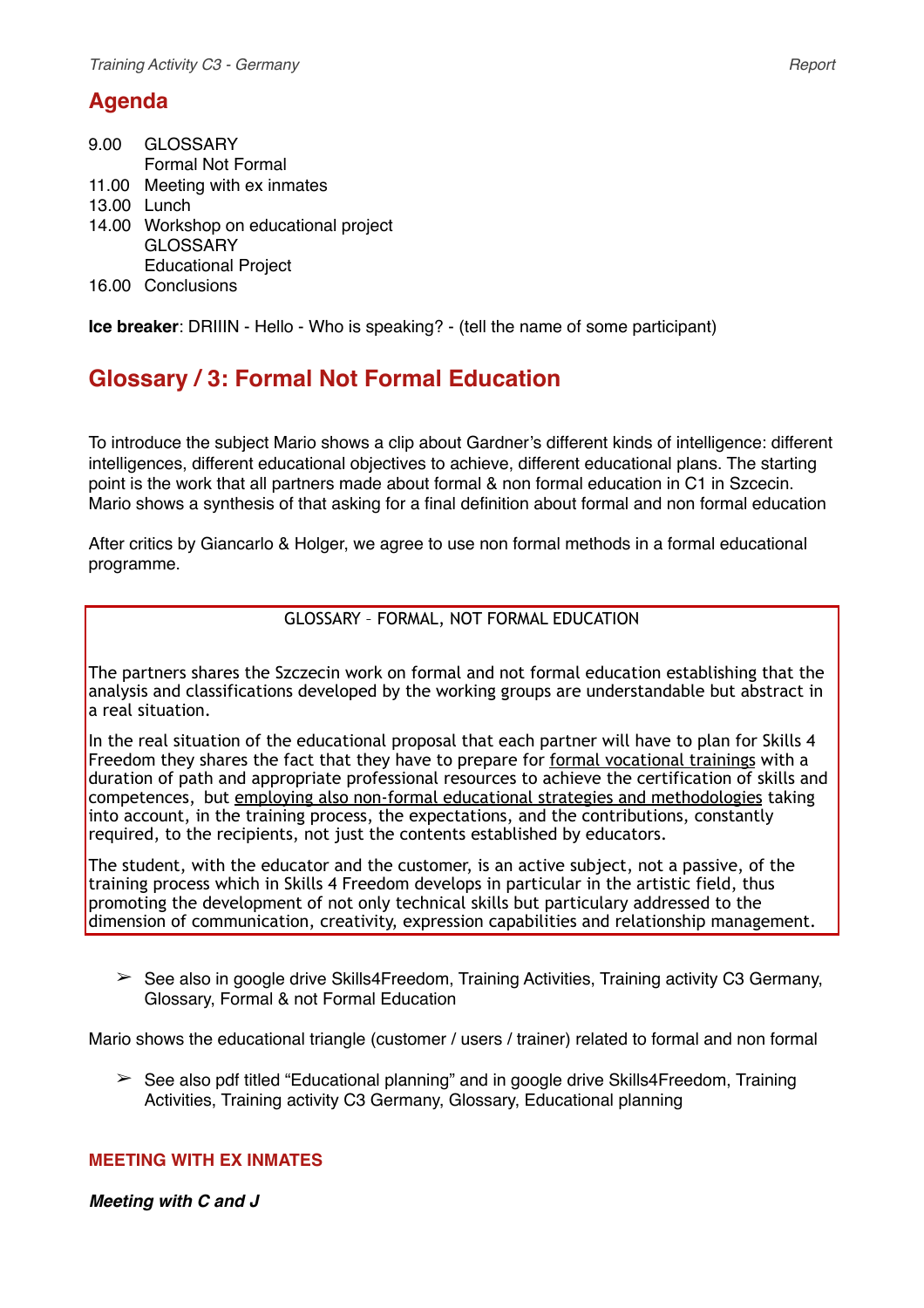## Agenda

9.00 GLOSSARY
Formal Not Formal
11.00 Meeting with ex inmates
13.00 Lunch
14.00 Workshop on educational project
GLOSSARY
Educational Project
16.00 Conclusions

**Ice breaker**: DRIIIN - Hello - Who is speaking? - (tell the name of some participant)

## Glossary / 3: Formal Not Formal Education

To introduce the subject Mario shows a clip about Gardner's different kinds of intelligence: different intelligences, different educational objectives to achieve, different educational plans. The starting point is the work that all partners made about formal & non formal education in C1 in Szecin. Mario shows a synthesis of that asking for a final definition about formal and non formal education

After critics by Giancarlo & Holger, we agree to use non formal methods in a formal educational programme.

GLOSSARY – FORMAL, NOT FORMAL EDUCATION

The partners shares the Szczecin work on formal and not formal education establishing that the analysis and classifications developed by the working groups are understandable but abstract in a real situation.

In the real situation of the educational proposal that each partner will have to plan for Skills 4 Freedom they shares the fact that they have to prepare for formal vocational trainings with a duration of path and appropriate professional resources to achieve the certification of skills and competences, but employing also non-formal educational strategies and methodologies taking into account, in the training process, the expectations, and the contributions, constantly required, to the recipients, not just the contents established by educators.

The student, with the educator and the customer, is an active subject, not a passive, of the training process which in Skills 4 Freedom develops in particular in the artistic field, thus promoting the development of not only technical skills but particulary addressed to the dimension of communication, creativity, expression capabilities and relationship management.

- ➢ See also in google drive Skills4Freedom, Training Activities, Training activity C3 Germany, Glossary, Formal & not Formal Education

Mario shows the educational triangle (customer / users / trainer) related to formal and non formal

- ➢ See also pdf titled "Educational planning" and in google drive Skills4Freedom, Training Activities, Training activity C3 Germany, Glossary, Educational planning

### MEETING WITH EX INMATES

***Meeting with C and J***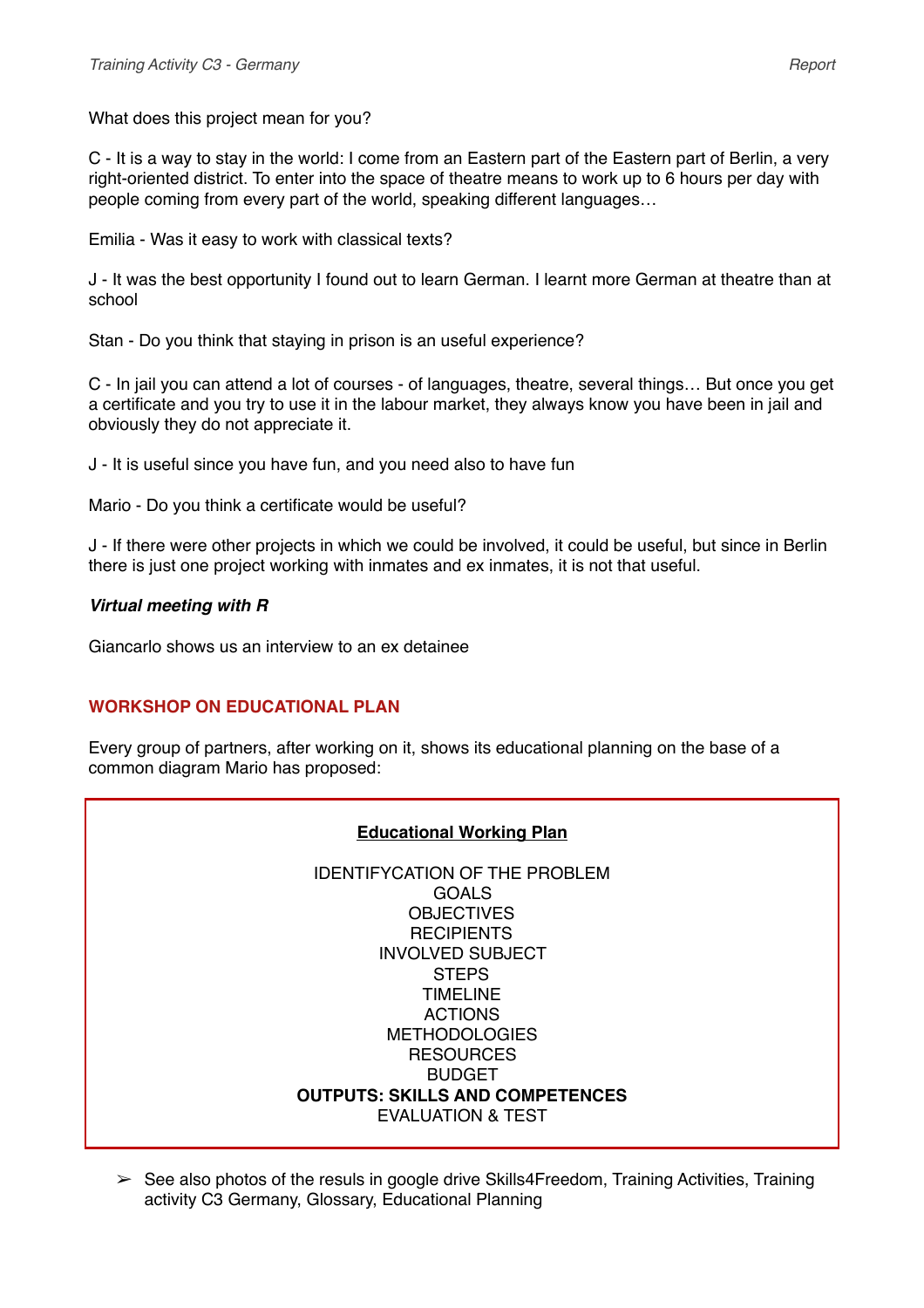What does this project mean for you?

C - It is a way to stay in the world: I come from an Eastern part of the Eastern part of Berlin, a very right-oriented district. To enter into the space of theatre means to work up to 6 hours per day with people coming from every part of the world, speaking different languages…

Emilia - Was it easy to work with classical texts?

J - It was the best opportunity I found out to learn German. I learnt more German at theatre than at school

Stan - Do you think that staying in prison is an useful experience?

C - In jail you can attend a lot of courses - of languages, theatre, several things… But once you get a certificate and you try to use it in the labour market, they always know you have been in jail and obviously they do not appreciate it.

J - It is useful since you have fun, and you need also to have fun

Mario - Do you think a certificate would be useful?

J - If there were other projects in which we could be involved, it could be useful, but since in Berlin there is just one project working with inmates and ex inmates, it is not that useful.

***Virtual meeting with R***

Giancarlo shows us an interview to an ex detainee

## WORKSHOP ON EDUCATIONAL PLAN

Every group of partners, after working on it, shows its educational planning on the base of a common diagram Mario has proposed:

**Educational Working Plan**

IDENTIFYCATION OF THE PROBLEM
GOALS
OBJECTIVES
RECIPIENTS
INVOLVED SUBJECT
STEPS
TIMELINE
ACTIONS
METHODOLOGIES
RESOURCES
BUDGET
**OUTPUTS: SKILLS AND COMPETENCES**
EVALUATION & TEST

- See also photos of the resuls in google drive Skills4Freedom, Training Activities, Training activity C3 Germany, Glossary, Educational Planning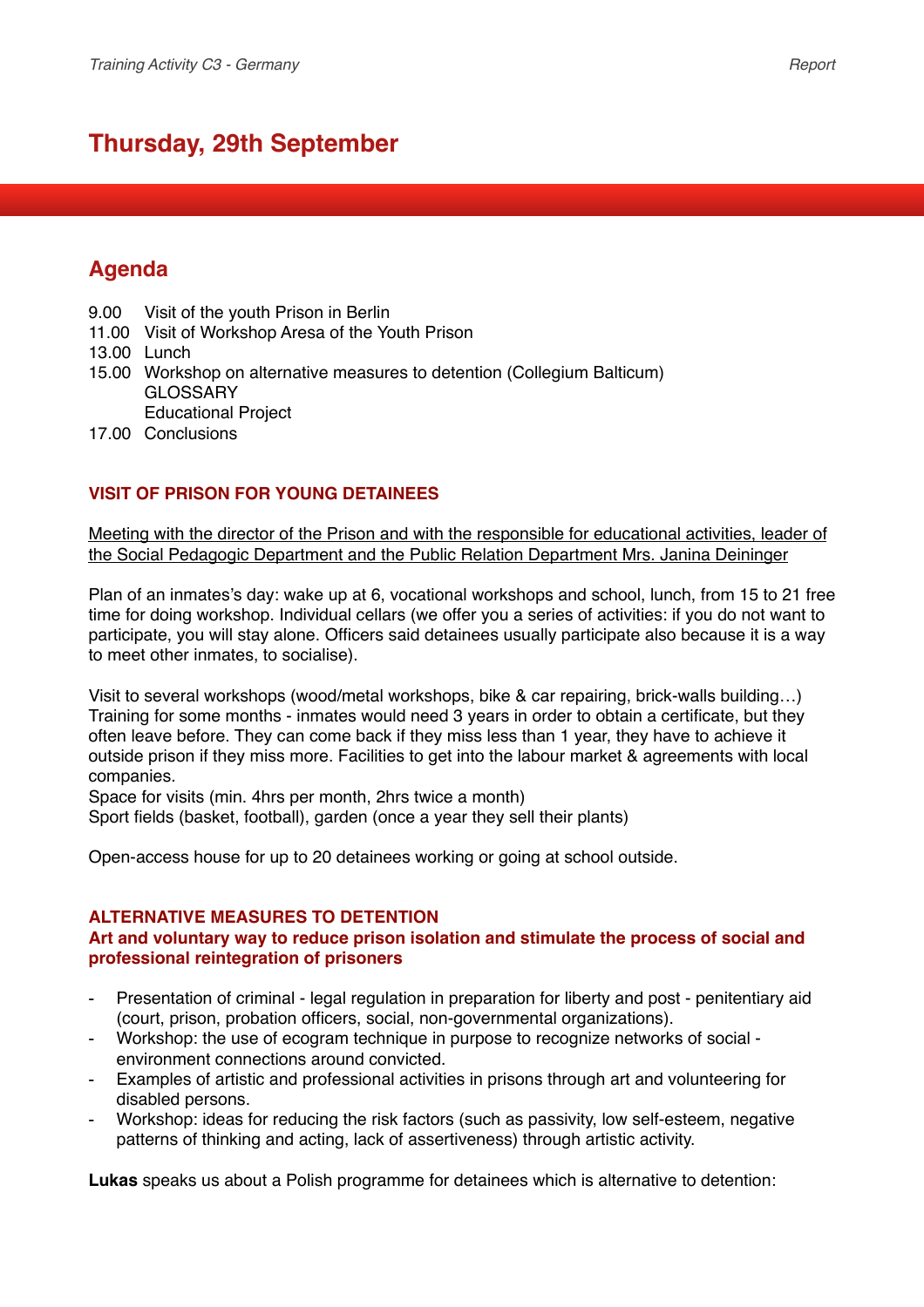## Thursday, 29th September

### Agenda

9.00  Visit of the youth Prison in Berlin
11.00  Visit of Workshop Aresa of the Youth Prison
13.00  Lunch
15.00  Workshop on alternative measures to detention (Collegium Balticum)
  GLOSSARY
  Educational Project
17.00  Conclusions

#### VISIT OF PRISON FOR YOUNG DETAINEES

Meeting with the director of the Prison and with the responsible for educational activities, leader of the Social Pedagogic Department and the Public Relation Department Mrs. Janina Deininger

Plan of an inmates's day: wake up at 6, vocational workshops and school, lunch, from 15 to 21 free time for doing workshop. Individual cellars (we offer you a series of activities: if you do not want to participate, you will stay alone. Officers said detainees usually participate also because it is a way to meet other inmates, to socialise).

Visit to several workshops (wood/metal workshops, bike & car repairing, brick-walls building…)
Training for some months - inmates would need 3 years in order to obtain a certificate, but they often leave before. They can come back if they miss less than 1 year, they have to achieve it outside prison if they miss more. Facilities to get into the labour market & agreements with local companies.
Space for visits (min. 4hrs per month, 2hrs twice a month)
Sport fields (basket, football), garden (once a year they sell their plants)

Open-access house for up to 20 detainees working or going at school outside.

#### ALTERNATIVE MEASURES TO DETENTION
#### Art and voluntary way to reduce prison isolation and stimulate the process of social and professional reintegration of prisoners

- Presentation of criminal - legal regulation in preparation for liberty and post - penitentiary aid (court, prison, probation officers, social, non-governmental organizations).
- Workshop: the use of ecogram technique in purpose to recognize networks of social - environment connections around convicted.
- Examples of artistic and professional activities in prisons through art and volunteering for disabled persons.
- Workshop: ideas for reducing the risk factors (such as passivity, low self-esteem, negative patterns of thinking and acting, lack of assertiveness) through artistic activity.

**Lukas** speaks us about a Polish programme for detainees which is alternative to detention: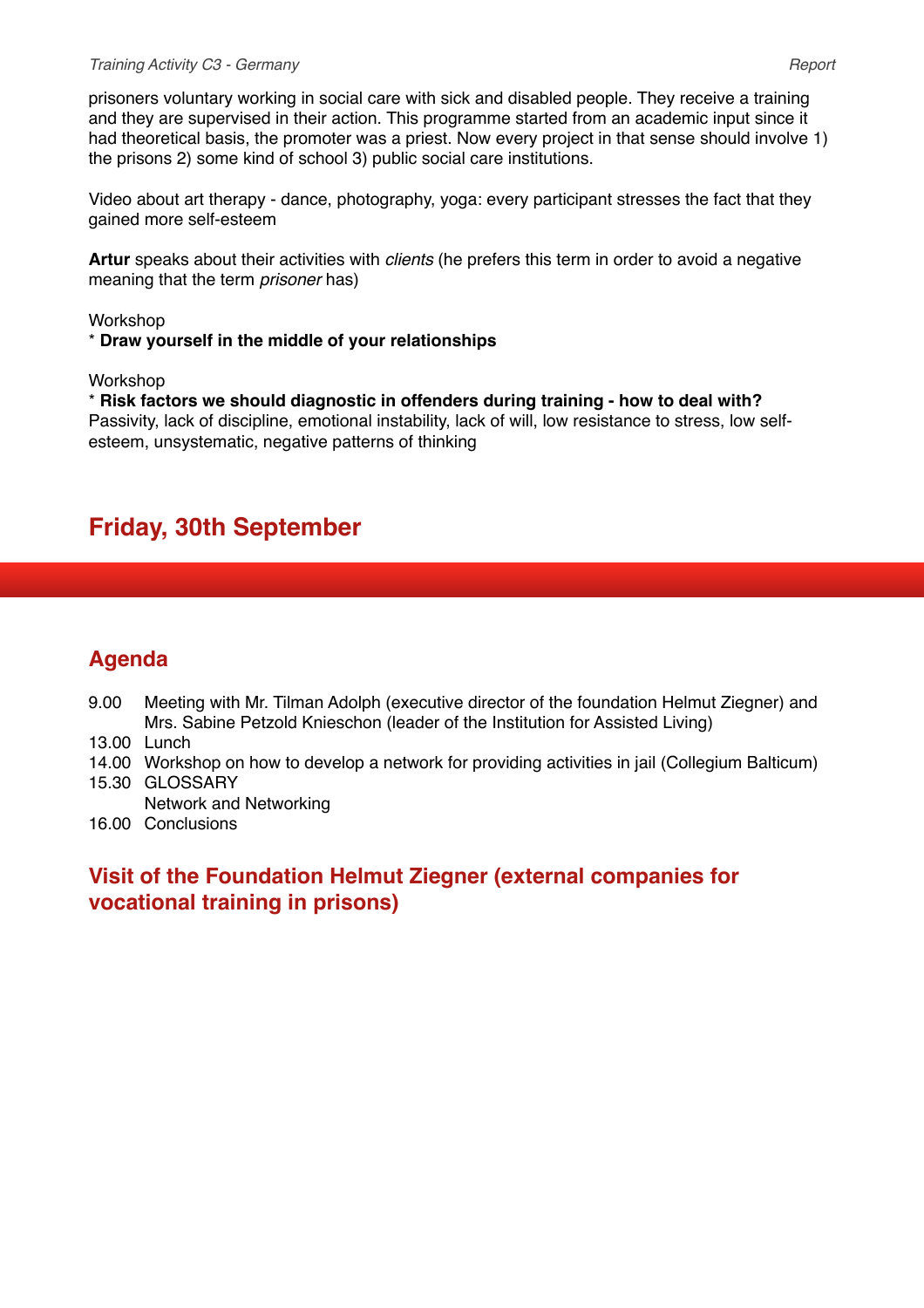prisoners voluntary working in social care with sick and disabled people. They receive a training and they are supervised in their action. This programme started from an academic input since it had theoretical basis, the promoter was a priest. Now every project in that sense should involve 1) the prisons 2) some kind of school 3) public social care institutions.

Video about art therapy - dance, photography, yoga: every participant stresses the fact that they gained more self-esteem

**Artur** speaks about their activities with *clients* (he prefers this term in order to avoid a negative meaning that the term *prisoner* has)

Workshop
* **Draw yourself in the middle of your relationships**

Workshop
* **Risk factors we should diagnostic in offenders during training - how to deal with?**
Passivity, lack of discipline, emotional instability, lack of will, low resistance to stress, low self-esteem, unsystematic, negative patterns of thinking

## Friday, 30th September

### Agenda

9.00 Meeting with Mr. Tilman Adolph (executive director of the foundation Helmut Ziegner) and Mrs. Sabine Petzold Knieschon (leader of the Institution for Assisted Living)
13.00 Lunch
14.00 Workshop on how to develop a network for providing activities in jail (Collegium Balticum)
15.30 GLOSSARY
Network and Networking
16.00 Conclusions

### Visit of the Foundation Helmut Ziegner (external companies for vocational training in prisons)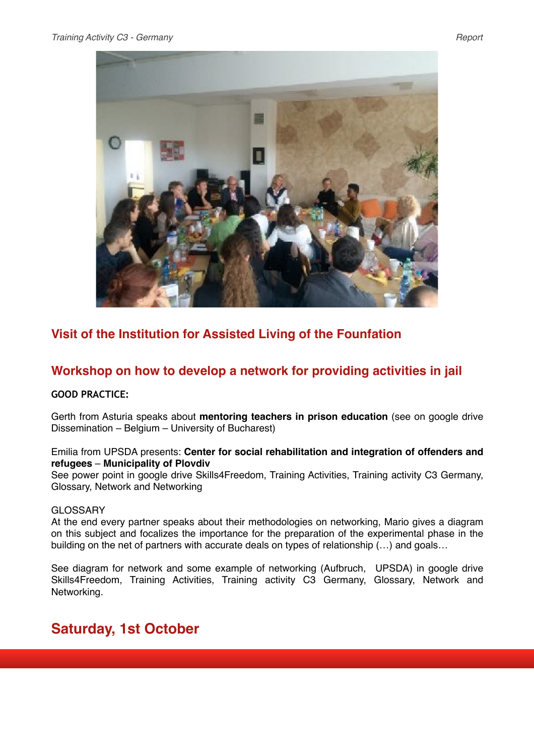## Visit of the Institution for Assisted Living of the Founfation

## Workshop on how to develop a network for providing activities in jail

**GOOD PRACTICE:**

Gerth from Asturia speaks about **mentoring teachers in prison education** (see on google drive Dissemination – Belgium – University of Bucharest)

Emilia from UPSDA presents: **Center for social rehabilitation and integration of offenders and refugees** – **Municipality of Plovdiv**
See power point in google drive Skills4Freedom, Training Activities, Training activity C3 Germany, Glossary, Network and Networking

GLOSSARY
At the end every partner speaks about their methodologies on networking, Mario gives a diagram on this subject and focalizes the importance for the preparation of the experimental phase in the building on the net of partners with accurate deals on types of relationship (…) and goals…

See diagram for network and some example of networking (Aufbruch, UPSDA) in google drive Skills4Freedom, Training Activities, Training activity C3 Germany, Glossary, Network and Networking.

## Saturday, 1st October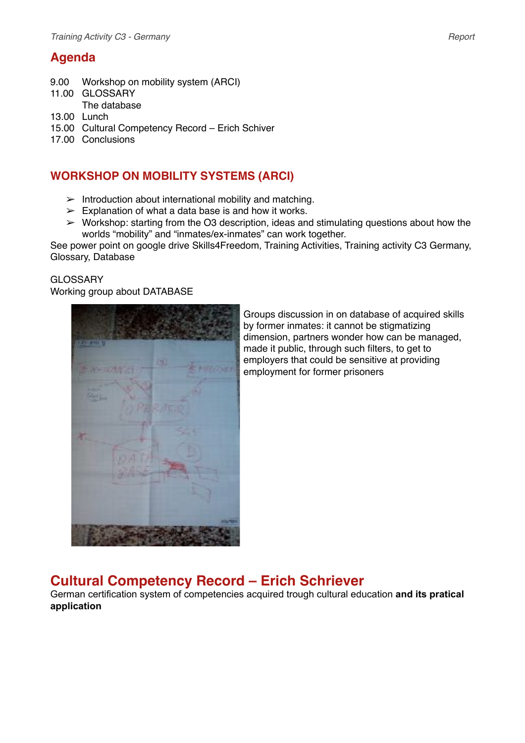## Agenda

9.00 Workshop on mobility system (ARCI)
11.00 GLOSSARY
 The database
13.00 Lunch
15.00 Cultural Competency Record – Erich Schiver
17.00 Conclusions

## WORKSHOP ON MOBILITY SYSTEMS (ARCI)

- ➢ Introduction about international mobility and matching.
- ➢ Explanation of what a data base is and how it works.
- ➢ Workshop: starting from the O3 description, ideas and stimulating questions about how the worlds "mobility" and "inmates/ex-inmates" can work together.

See power point on google drive Skills4Freedom, Training Activities, Training activity C3 Germany, Glossary, Database

GLOSSARY
Working group about DATABASE

Groups discussion in on database of acquired skills by former inmates: it cannot be stigmatizing dimension, partners wonder how can be managed, made it public, through such filters, to get to employers that could be sensitive at providing employment for former prisoners

## Cultural Competency Record – Erich Schriever

German certification system of competencies acquired trough cultural education **and its pratical application**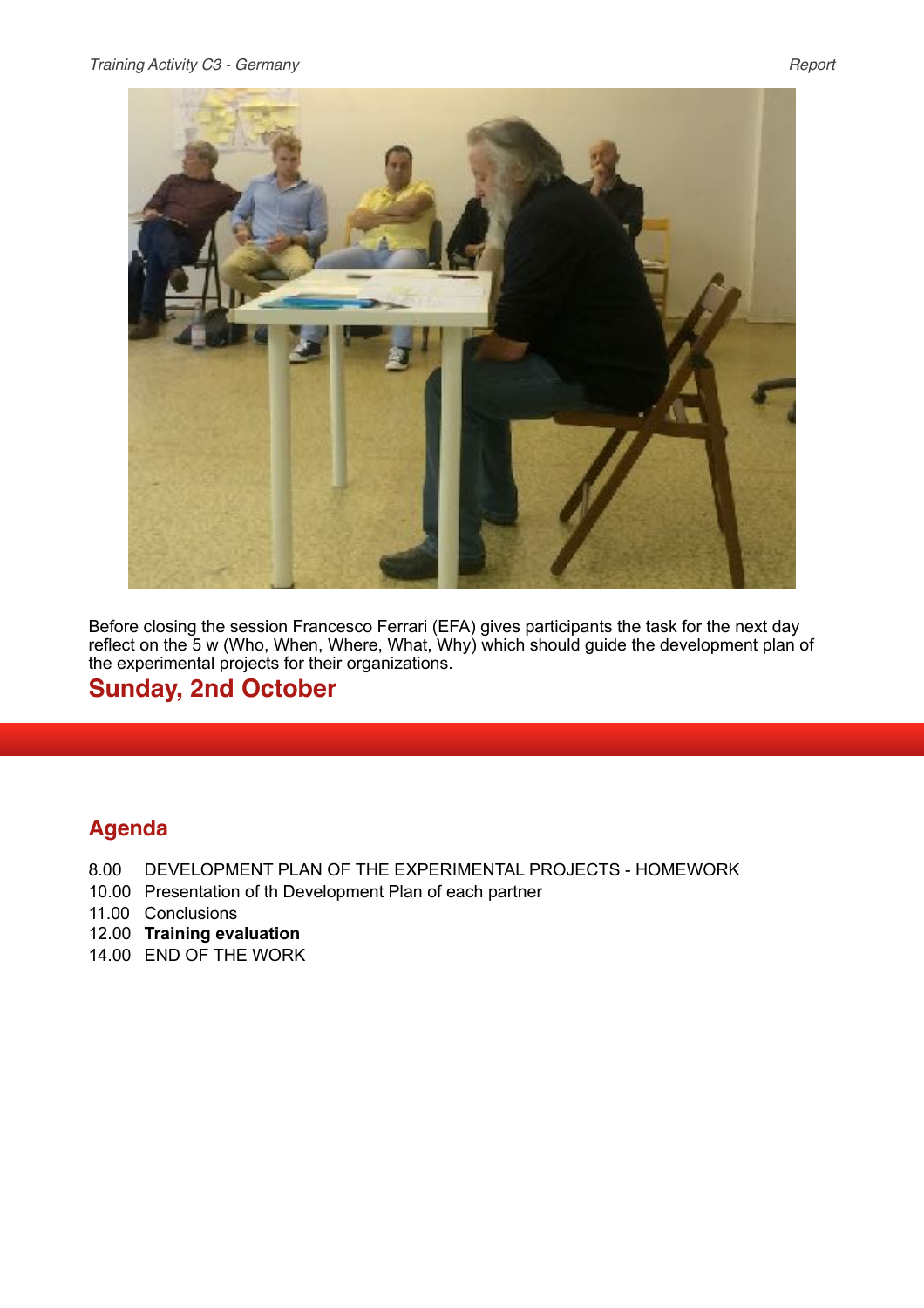Before closing the session Francesco Ferrari (EFA) gives participants the task for the next day reflect on the 5 w (Who, When, Where, What, Why) which should guide the development plan of the experimental projects for their organizations.

## Sunday, 2nd October

### Agenda

8.00 DEVELOPMENT PLAN OF THE EXPERIMENTAL PROJECTS - HOMEWORK
10.00 Presentation of th Development Plan of each partner
11.00 Conclusions
12.00 **Training evaluation**
14.00 END OF THE WORK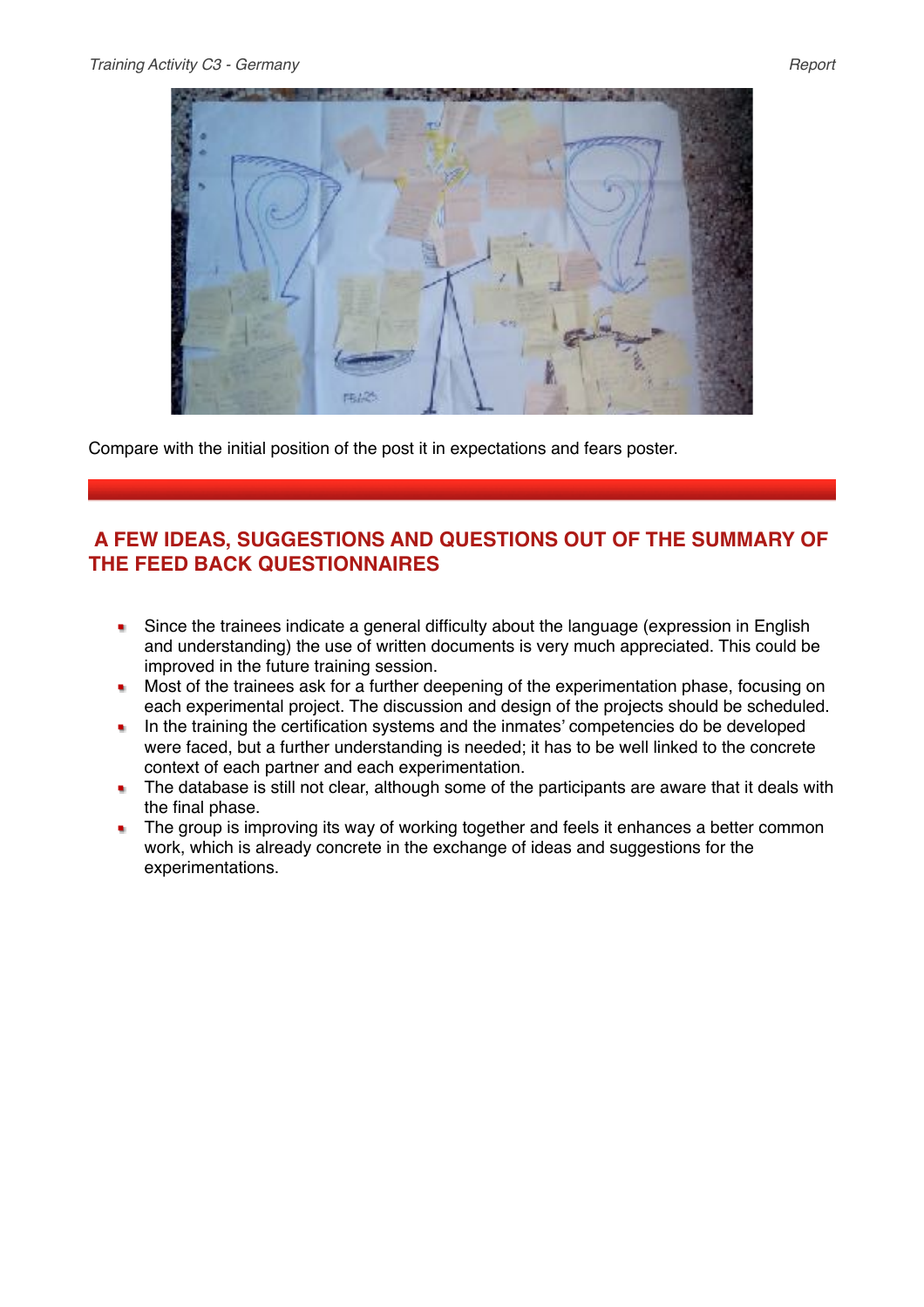Compare with the initial position of the post it in expectations and fears poster.

## A FEW IDEAS, SUGGESTIONS AND QUESTIONS OUT OF THE SUMMARY OF THE FEED BACK QUESTIONNAIRES

- Since the trainees indicate a general difficulty about the language (expression in English and understanding) the use of written documents is very much appreciated. This could be improved in the future training session.
- Most of the trainees ask for a further deepening of the experimentation phase, focusing on each experimental project. The discussion and design of the projects should be scheduled.
- In the training the certification systems and the inmates' competencies do be developed were faced, but a further understanding is needed; it has to be well linked to the concrete context of each partner and each experimentation.
- The database is still not clear, although some of the participants are aware that it deals with the final phase.
- The group is improving its way of working together and feels it enhances a better common work, which is already concrete in the exchange of ideas and suggestions for the experimentations.